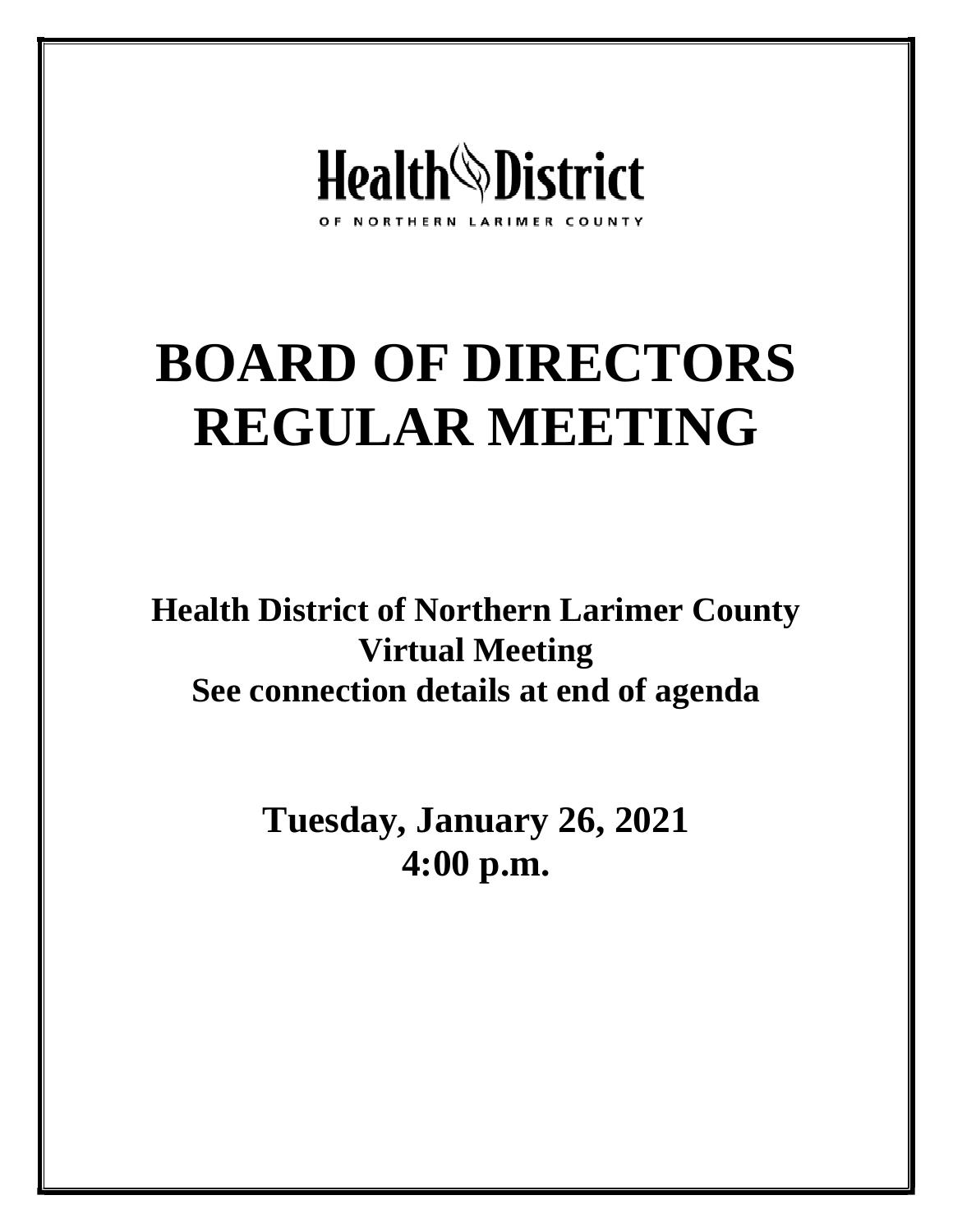Health District

OF NORTHERN LARIMER COUNTY

# BOARD OF DIRECTORS REGULAR MEETING

**Health District of Northern Larimer County**
**Virtual Meeting**
**See connection details at end of agenda**

**Tuesday, January 26, 2021**
**4:00 p.m.**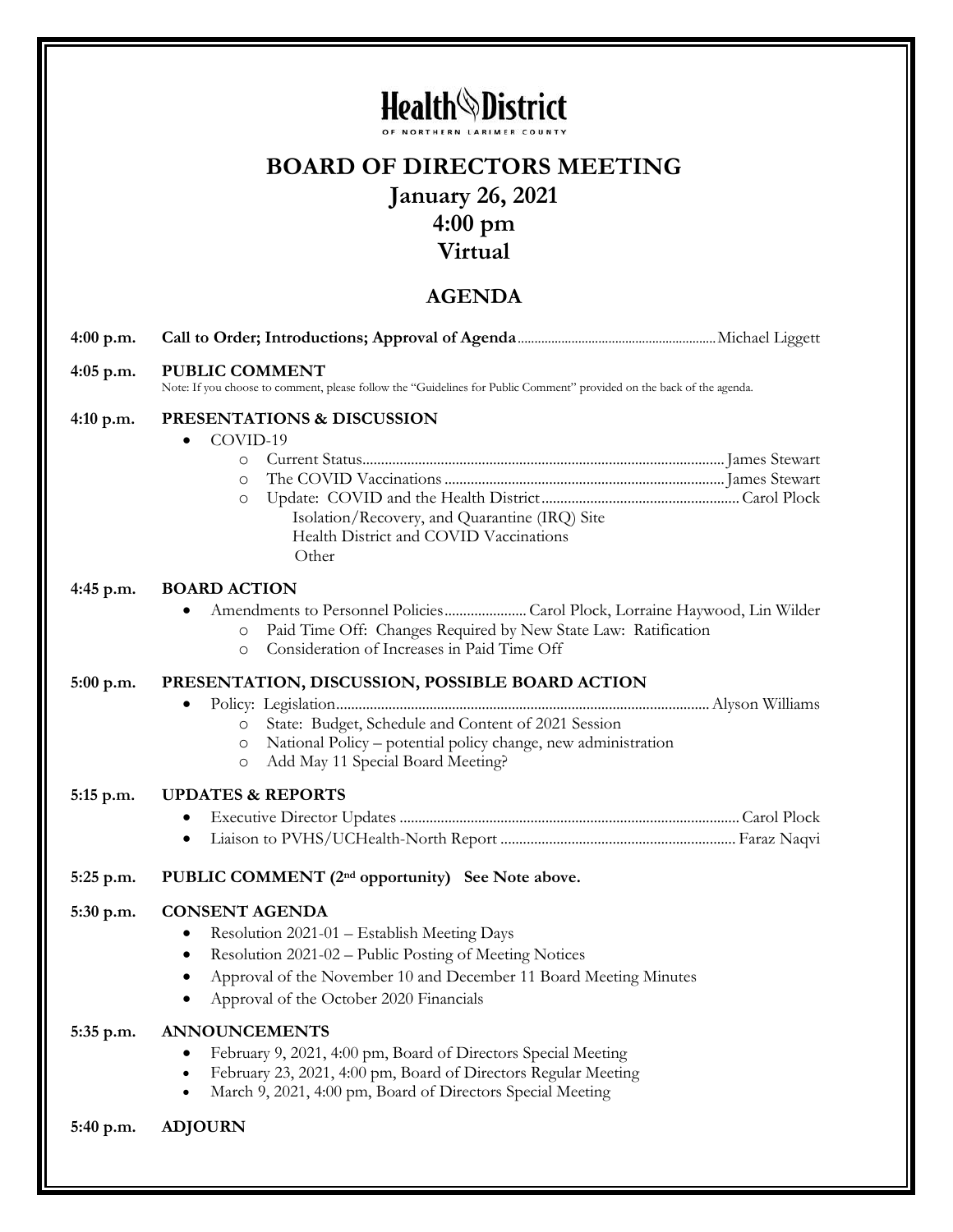# Health District

OF NORTHERN LARIMER COUNTY

## BOARD OF DIRECTORS MEETING

## January 26, 2021

## 4:00 pm

## Virtual

## AGENDA

**4:00 p.m.** **Call to Order; Introductions; Approval of Agenda** ........................................ Michael Liggett

**4:05 p.m.** **PUBLIC COMMENT**

Note: If you choose to comment, please follow the "Guidelines for Public Comment" provided on the back of the agenda.

**4:10 p.m.** **PRESENTATIONS & DISCUSSION**

- COVID-19
  - Current Status........................................................................ James Stewart
  - The COVID Vaccinations ........................................................ James Stewart
  - Update: COVID and the Health District ..................................... Carol Plock
    - Isolation/Recovery, and Quarantine (IRQ) Site
    - Health District and COVID Vaccinations
    - Other

**4:45 p.m.** **BOARD ACTION**

- Amendments to Personnel Policies...................... Carol Plock, Lorraine Haywood, Lin Wilder
  - Paid Time Off: Changes Required by New State Law: Ratification
  - Consideration of Increases in Paid Time Off

**5:00 p.m.** **PRESENTATION, DISCUSSION, POSSIBLE BOARD ACTION**

- Policy: Legislation........................................................................ Alyson Williams
  - State: Budget, Schedule and Content of 2021 Session
  - National Policy – potential policy change, new administration
  - Add May 11 Special Board Meeting?

**5:15 p.m.** **UPDATES & REPORTS**

- Executive Director Updates ........................................................ Carol Plock
- Liaison to PVHS/UCHealth-North Report ....................................... Faraz Naqvi

**5:25 p.m.** **PUBLIC COMMENT (2nd opportunity) See Note above.**

**5:30 p.m.** **CONSENT AGENDA**

- Resolution 2021-01 – Establish Meeting Days
- Resolution 2021-02 – Public Posting of Meeting Notices
- Approval of the November 10 and December 11 Board Meeting Minutes
- Approval of the October 2020 Financials

**5:35 p.m.** **ANNOUNCEMENTS**

- February 9, 2021, 4:00 pm, Board of Directors Special Meeting
- February 23, 2021, 4:00 pm, Board of Directors Regular Meeting
- March 9, 2021, 4:00 pm, Board of Directors Special Meeting

**5:40 p.m.** **ADJOURN**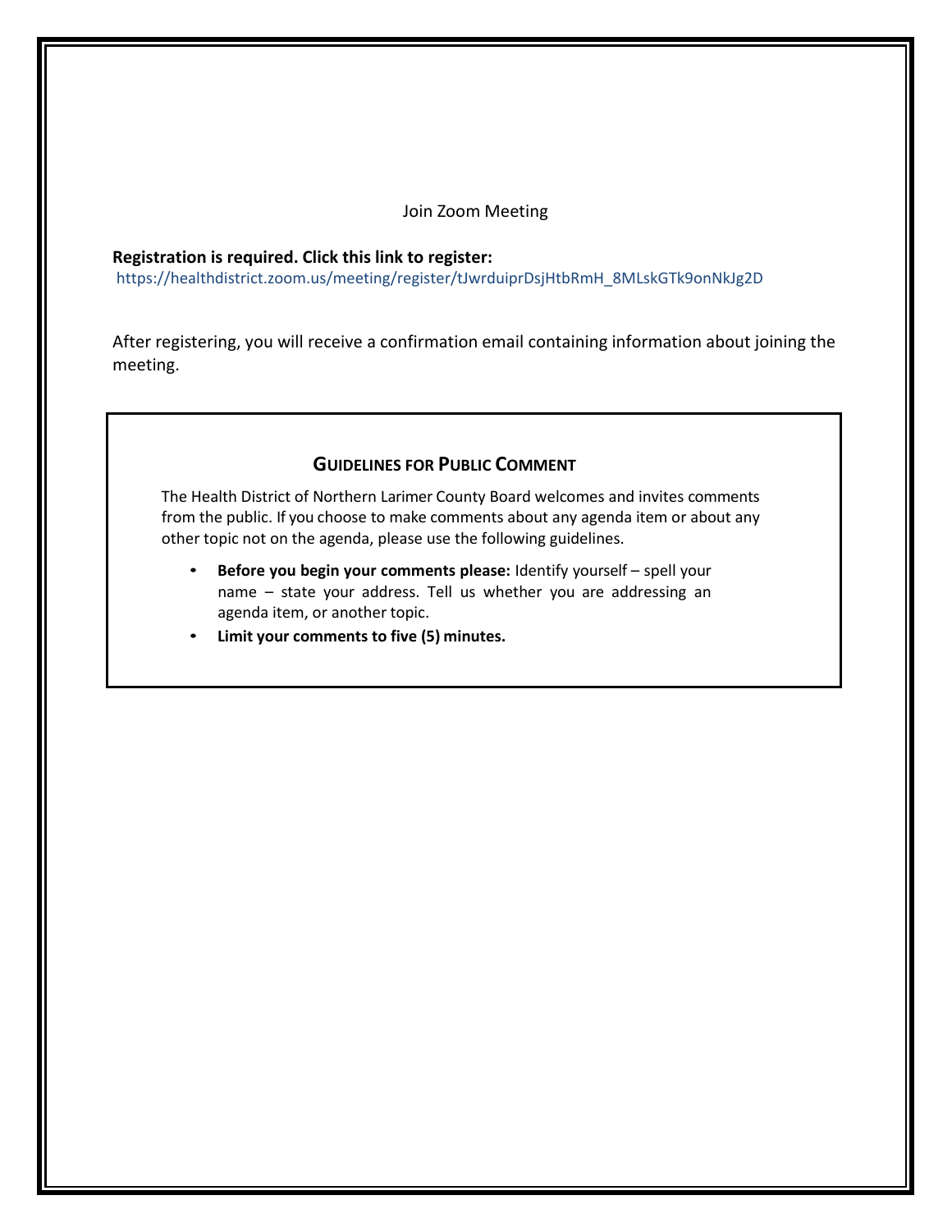Join Zoom Meeting

**Registration is required. Click this link to register:**
https://healthdistrict.zoom.us/meeting/register/tJwrduiprDsjHtbRmH_8MLskGTk9onNkJg2D

After registering, you will receive a confirmation email containing information about joining the meeting.

## GUIDELINES FOR PUBLIC COMMENT

The Health District of Northern Larimer County Board welcomes and invites comments from the public. If you choose to make comments about any agenda item or about any other topic not on the agenda, please use the following guidelines.

- **Before you begin your comments please:** Identify yourself – spell your name – state your address. Tell us whether you are addressing an agenda item, or another topic.
- **Limit your comments to five (5) minutes.**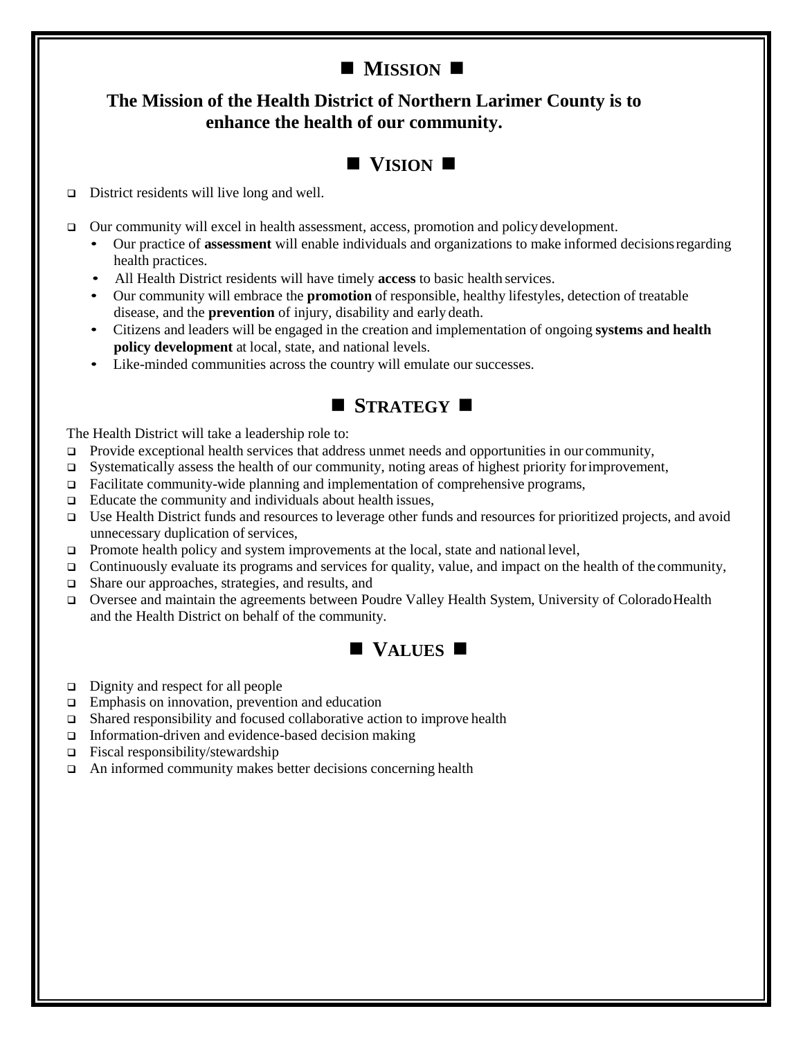## ■ MISSION ■

**The Mission of the Health District of Northern Larimer County is to enhance the health of our community.**

## ■ VISION ■

- District residents will live long and well.
- Our community will excel in health assessment, access, promotion and policy development.
  - Our practice of **assessment** will enable individuals and organizations to make informed decisions regarding health practices.
  - All Health District residents will have timely **access** to basic health services.
  - Our community will embrace the **promotion** of responsible, healthy lifestyles, detection of treatable disease, and the **prevention** of injury, disability and early death.
  - Citizens and leaders will be engaged in the creation and implementation of ongoing **systems and health policy development** at local, state, and national levels.
  - Like-minded communities across the country will emulate our successes.

## ■ STRATEGY ■

The Health District will take a leadership role to:

- Provide exceptional health services that address unmet needs and opportunities in our community,
- Systematically assess the health of our community, noting areas of highest priority for improvement,
- Facilitate community-wide planning and implementation of comprehensive programs,
- Educate the community and individuals about health issues,
- Use Health District funds and resources to leverage other funds and resources for prioritized projects, and avoid unnecessary duplication of services,
- Promote health policy and system improvements at the local, state and national level,
- Continuously evaluate its programs and services for quality, value, and impact on the health of the community,
- Share our approaches, strategies, and results, and
- Oversee and maintain the agreements between Poudre Valley Health System, University of Colorado Health and the Health District on behalf of the community.

## ■ VALUES ■

- Dignity and respect for all people
- Emphasis on innovation, prevention and education
- Shared responsibility and focused collaborative action to improve health
- Information-driven and evidence-based decision making
- Fiscal responsibility/stewardship
- An informed community makes better decisions concerning health